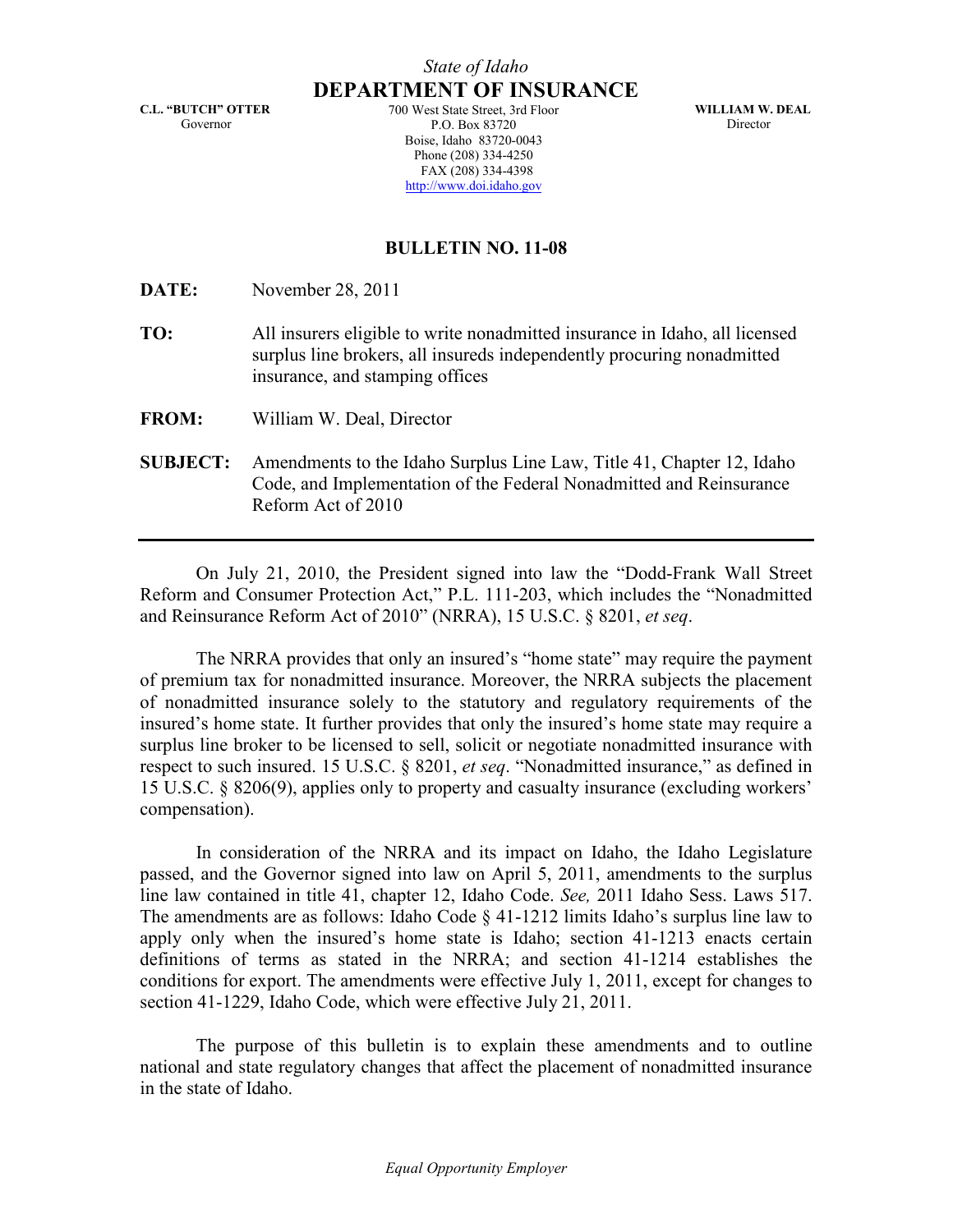*State of Idaho*

**DEPARTMENT OF INSURANCE**

**C.L. "BUTCH" OTTER**
Governor

700 West State Street, 3rd Floor
P.O. Box 83720
Boise, Idaho 83720-0043
Phone (208) 334-4250
FAX (208) 334-4398
http://www.doi.idaho.gov

**WILLIAM W. DEAL**
Director

**BULLETIN NO. 11-08**

**DATE:** November 28, 2011

**TO:** All insurers eligible to write nonadmitted insurance in Idaho, all licensed surplus line brokers, all insureds independently procuring nonadmitted insurance, and stamping offices

**FROM:** William W. Deal, Director

**SUBJECT:** Amendments to the Idaho Surplus Line Law, Title 41, Chapter 12, Idaho Code, and Implementation of the Federal Nonadmitted and Reinsurance Reform Act of 2010

---

On July 21, 2010, the President signed into law the "Dodd-Frank Wall Street Reform and Consumer Protection Act," P.L. 111-203, which includes the "Nonadmitted and Reinsurance Reform Act of 2010" (NRRA), 15 U.S.C. § 8201, *et seq*.

The NRRA provides that only an insured's "home state" may require the payment of premium tax for nonadmitted insurance. Moreover, the NRRA subjects the placement of nonadmitted insurance solely to the statutory and regulatory requirements of the insured's home state. It further provides that only the insured's home state may require a surplus line broker to be licensed to sell, solicit or negotiate nonadmitted insurance with respect to such insured. 15 U.S.C. § 8201, *et seq*. "Nonadmitted insurance," as defined in 15 U.S.C. § 8206(9), applies only to property and casualty insurance (excluding workers' compensation).

In consideration of the NRRA and its impact on Idaho, the Idaho Legislature passed, and the Governor signed into law on April 5, 2011, amendments to the surplus line law contained in title 41, chapter 12, Idaho Code. *See,* 2011 Idaho Sess. Laws 517. The amendments are as follows: Idaho Code § 41-1212 limits Idaho's surplus line law to apply only when the insured's home state is Idaho; section 41-1213 enacts certain definitions of terms as stated in the NRRA; and section 41-1214 establishes the conditions for export. The amendments were effective July 1, 2011, except for changes to section 41-1229, Idaho Code, which were effective July 21, 2011.

The purpose of this bulletin is to explain these amendments and to outline national and state regulatory changes that affect the placement of nonadmitted insurance in the state of Idaho.

*Equal Opportunity Employer*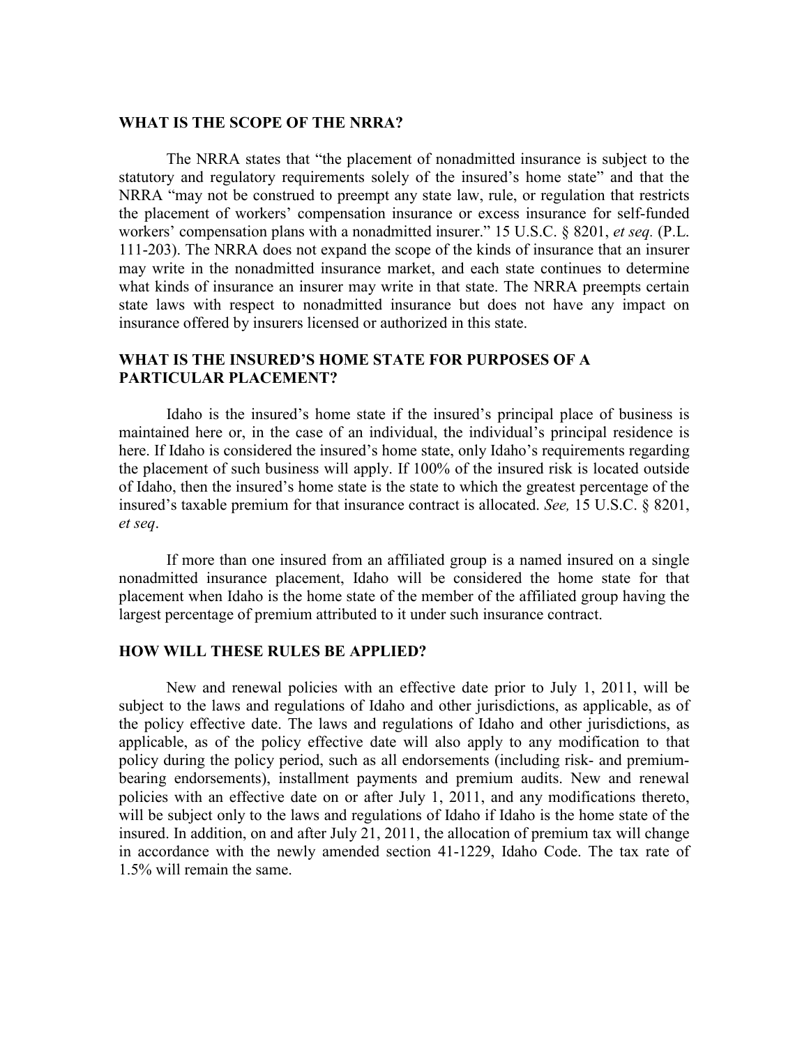## WHAT IS THE SCOPE OF THE NRRA?

The NRRA states that "the placement of nonadmitted insurance is subject to the statutory and regulatory requirements solely of the insured's home state" and that the NRRA "may not be construed to preempt any state law, rule, or regulation that restricts the placement of workers' compensation insurance or excess insurance for self-funded workers' compensation plans with a nonadmitted insurer." 15 U.S.C. § 8201, *et seq.* (P.L. 111-203). The NRRA does not expand the scope of the kinds of insurance that an insurer may write in the nonadmitted insurance market, and each state continues to determine what kinds of insurance an insurer may write in that state. The NRRA preempts certain state laws with respect to nonadmitted insurance but does not have any impact on insurance offered by insurers licensed or authorized in this state.

## WHAT IS THE INSURED'S HOME STATE FOR PURPOSES OF A PARTICULAR PLACEMENT?

Idaho is the insured's home state if the insured's principal place of business is maintained here or, in the case of an individual, the individual's principal residence is here. If Idaho is considered the insured's home state, only Idaho's requirements regarding the placement of such business will apply. If 100% of the insured risk is located outside of Idaho, then the insured's home state is the state to which the greatest percentage of the insured's taxable premium for that insurance contract is allocated. *See,* 15 U.S.C. § 8201, *et seq*.

If more than one insured from an affiliated group is a named insured on a single nonadmitted insurance placement, Idaho will be considered the home state for that placement when Idaho is the home state of the member of the affiliated group having the largest percentage of premium attributed to it under such insurance contract.

## HOW WILL THESE RULES BE APPLIED?

New and renewal policies with an effective date prior to July 1, 2011, will be subject to the laws and regulations of Idaho and other jurisdictions, as applicable, as of the policy effective date. The laws and regulations of Idaho and other jurisdictions, as applicable, as of the policy effective date will also apply to any modification to that policy during the policy period, such as all endorsements (including risk- and premium-bearing endorsements), installment payments and premium audits. New and renewal policies with an effective date on or after July 1, 2011, and any modifications thereto, will be subject only to the laws and regulations of Idaho if Idaho is the home state of the insured. In addition, on and after July 21, 2011, the allocation of premium tax will change in accordance with the newly amended section 41-1229, Idaho Code. The tax rate of 1.5% will remain the same.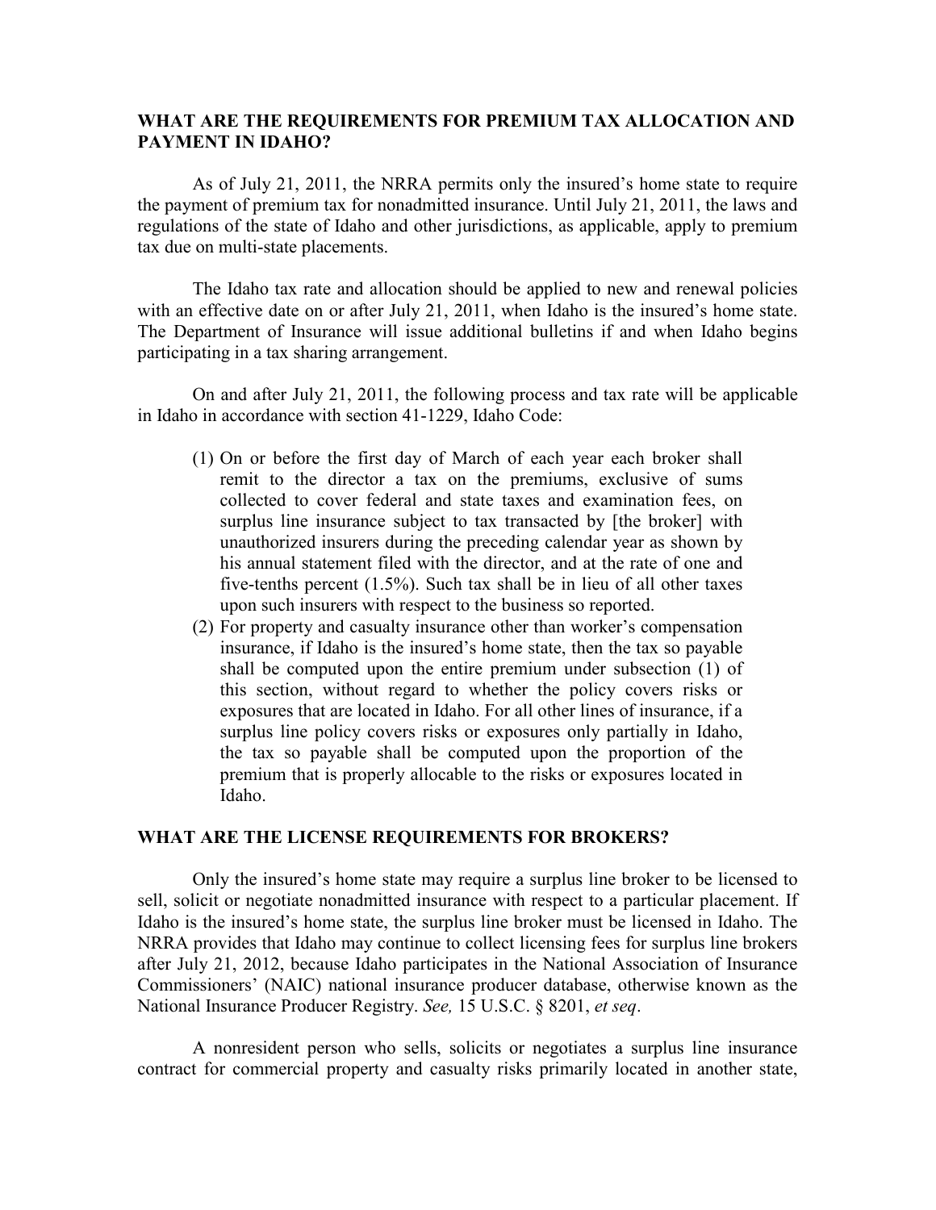## WHAT ARE THE REQUIREMENTS FOR PREMIUM TAX ALLOCATION AND PAYMENT IN IDAHO?

As of July 21, 2011, the NRRA permits only the insured's home state to require the payment of premium tax for nonadmitted insurance. Until July 21, 2011, the laws and regulations of the state of Idaho and other jurisdictions, as applicable, apply to premium tax due on multi-state placements.

The Idaho tax rate and allocation should be applied to new and renewal policies with an effective date on or after July 21, 2011, when Idaho is the insured's home state. The Department of Insurance will issue additional bulletins if and when Idaho begins participating in a tax sharing arrangement.

On and after July 21, 2011, the following process and tax rate will be applicable in Idaho in accordance with section 41-1229, Idaho Code:

(1) On or before the first day of March of each year each broker shall remit to the director a tax on the premiums, exclusive of sums collected to cover federal and state taxes and examination fees, on surplus line insurance subject to tax transacted by [the broker] with unauthorized insurers during the preceding calendar year as shown by his annual statement filed with the director, and at the rate of one and five-tenths percent (1.5%). Such tax shall be in lieu of all other taxes upon such insurers with respect to the business so reported.

(2) For property and casualty insurance other than worker's compensation insurance, if Idaho is the insured's home state, then the tax so payable shall be computed upon the entire premium under subsection (1) of this section, without regard to whether the policy covers risks or exposures that are located in Idaho. For all other lines of insurance, if a surplus line policy covers risks or exposures only partially in Idaho, the tax so payable shall be computed upon the proportion of the premium that is properly allocable to the risks or exposures located in Idaho.

## WHAT ARE THE LICENSE REQUIREMENTS FOR BROKERS?

Only the insured's home state may require a surplus line broker to be licensed to sell, solicit or negotiate nonadmitted insurance with respect to a particular placement. If Idaho is the insured's home state, the surplus line broker must be licensed in Idaho. The NRRA provides that Idaho may continue to collect licensing fees for surplus line brokers after July 21, 2012, because Idaho participates in the National Association of Insurance Commissioners' (NAIC) national insurance producer database, otherwise known as the National Insurance Producer Registry. *See,* 15 U.S.C. § 8201, *et seq*.

A nonresident person who sells, solicits or negotiates a surplus line insurance contract for commercial property and casualty risks primarily located in another state,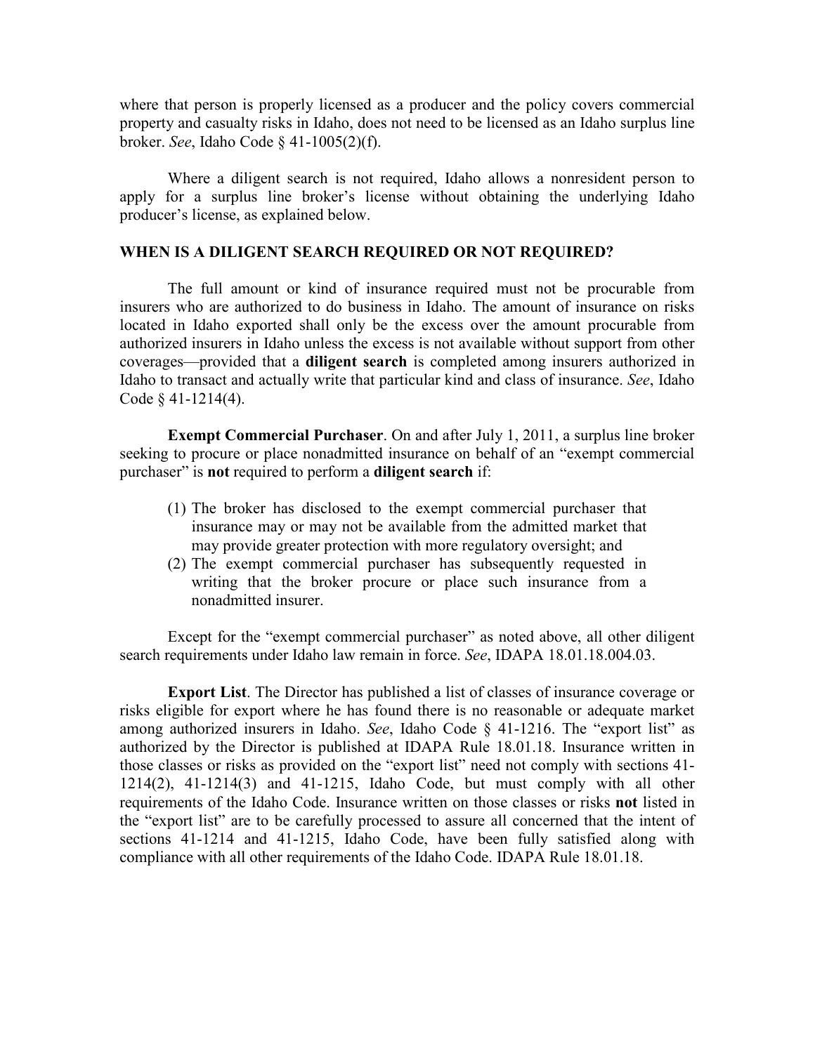where that person is properly licensed as a producer and the policy covers commercial property and casualty risks in Idaho, does not need to be licensed as an Idaho surplus line broker. *See*, Idaho Code § 41-1005(2)(f).

Where a diligent search is not required, Idaho allows a nonresident person to apply for a surplus line broker's license without obtaining the underlying Idaho producer's license, as explained below.

## WHEN IS A DILIGENT SEARCH REQUIRED OR NOT REQUIRED?

The full amount or kind of insurance required must not be procurable from insurers who are authorized to do business in Idaho. The amount of insurance on risks located in Idaho exported shall only be the excess over the amount procurable from authorized insurers in Idaho unless the excess is not available without support from other coverages—provided that a **diligent search** is completed among insurers authorized in Idaho to transact and actually write that particular kind and class of insurance. *See*, Idaho Code § 41-1214(4).

**Exempt Commercial Purchaser**. On and after July 1, 2011, a surplus line broker seeking to procure or place nonadmitted insurance on behalf of an "exempt commercial purchaser" is **not** required to perform a **diligent search** if:

(1) The broker has disclosed to the exempt commercial purchaser that insurance may or may not be available from the admitted market that may provide greater protection with more regulatory oversight; and
(2) The exempt commercial purchaser has subsequently requested in writing that the broker procure or place such insurance from a nonadmitted insurer.

Except for the "exempt commercial purchaser" as noted above, all other diligent search requirements under Idaho law remain in force. *See*, IDAPA 18.01.18.004.03.

**Export List**. The Director has published a list of classes of insurance coverage or risks eligible for export where he has found there is no reasonable or adequate market among authorized insurers in Idaho. *See*, Idaho Code § 41-1216. The "export list" as authorized by the Director is published at IDAPA Rule 18.01.18. Insurance written in those classes or risks as provided on the "export list" need not comply with sections 41-1214(2), 41-1214(3) and 41-1215, Idaho Code, but must comply with all other requirements of the Idaho Code. Insurance written on those classes or risks **not** listed in the "export list" are to be carefully processed to assure all concerned that the intent of sections 41-1214 and 41-1215, Idaho Code, have been fully satisfied along with compliance with all other requirements of the Idaho Code. IDAPA Rule 18.01.18.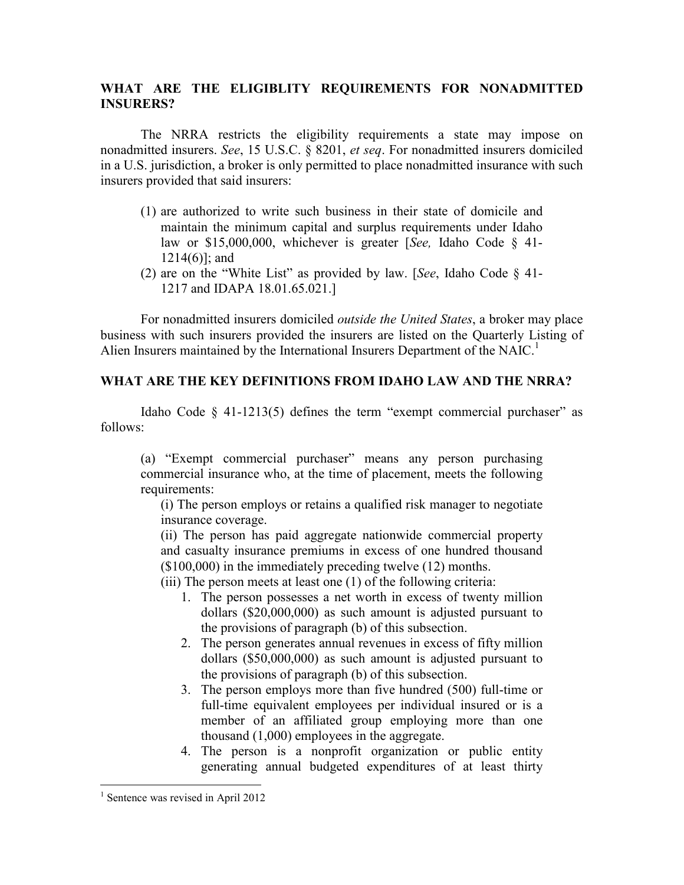## WHAT ARE THE ELIGIBLITY REQUIREMENTS FOR NONADMITTED INSURERS?

The NRRA restricts the eligibility requirements a state may impose on nonadmitted insurers. *See*, 15 U.S.C. § 8201, *et seq*. For nonadmitted insurers domiciled in a U.S. jurisdiction, a broker is only permitted to place nonadmitted insurance with such insurers provided that said insurers:

(1) are authorized to write such business in their state of domicile and maintain the minimum capital and surplus requirements under Idaho law or $15,000,000, whichever is greater [*See,* Idaho Code § 41-1214(6)]; and
(2) are on the "White List" as provided by law. [*See*, Idaho Code § 41-1217 and IDAPA 18.01.65.021.]

For nonadmitted insurers domiciled *outside the United States*, a broker may place business with such insurers provided the insurers are listed on the Quarterly Listing of Alien Insurers maintained by the International Insurers Department of the NAIC.[1]

## WHAT ARE THE KEY DEFINITIONS FROM IDAHO LAW AND THE NRRA?

Idaho Code § 41-1213(5) defines the term "exempt commercial purchaser" as follows:

> (a) "Exempt commercial purchaser" means any person purchasing commercial insurance who, at the time of placement, meets the following requirements:
>
> (i) The person employs or retains a qualified risk manager to negotiate insurance coverage.
>
> (ii) The person has paid aggregate nationwide commercial property and casualty insurance premiums in excess of one hundred thousand ($100,000) in the immediately preceding twelve (12) months.
>
> (iii) The person meets at least one (1) of the following criteria:
>
> 1. The person possesses a net worth in excess of twenty million dollars ($20,000,000) as such amount is adjusted pursuant to the provisions of paragraph (b) of this subsection.
> 2. The person generates annual revenues in excess of fifty million dollars ($50,000,000) as such amount is adjusted pursuant to the provisions of paragraph (b) of this subsection.
> 3. The person employs more than five hundred (500) full-time or full-time equivalent employees per individual insured or is a member of an affiliated group employing more than one thousand (1,000) employees in the aggregate.
> 4. The person is a nonprofit organization or public entity generating annual budgeted expenditures of at least thirty

[1] Sentence was revised in April 2012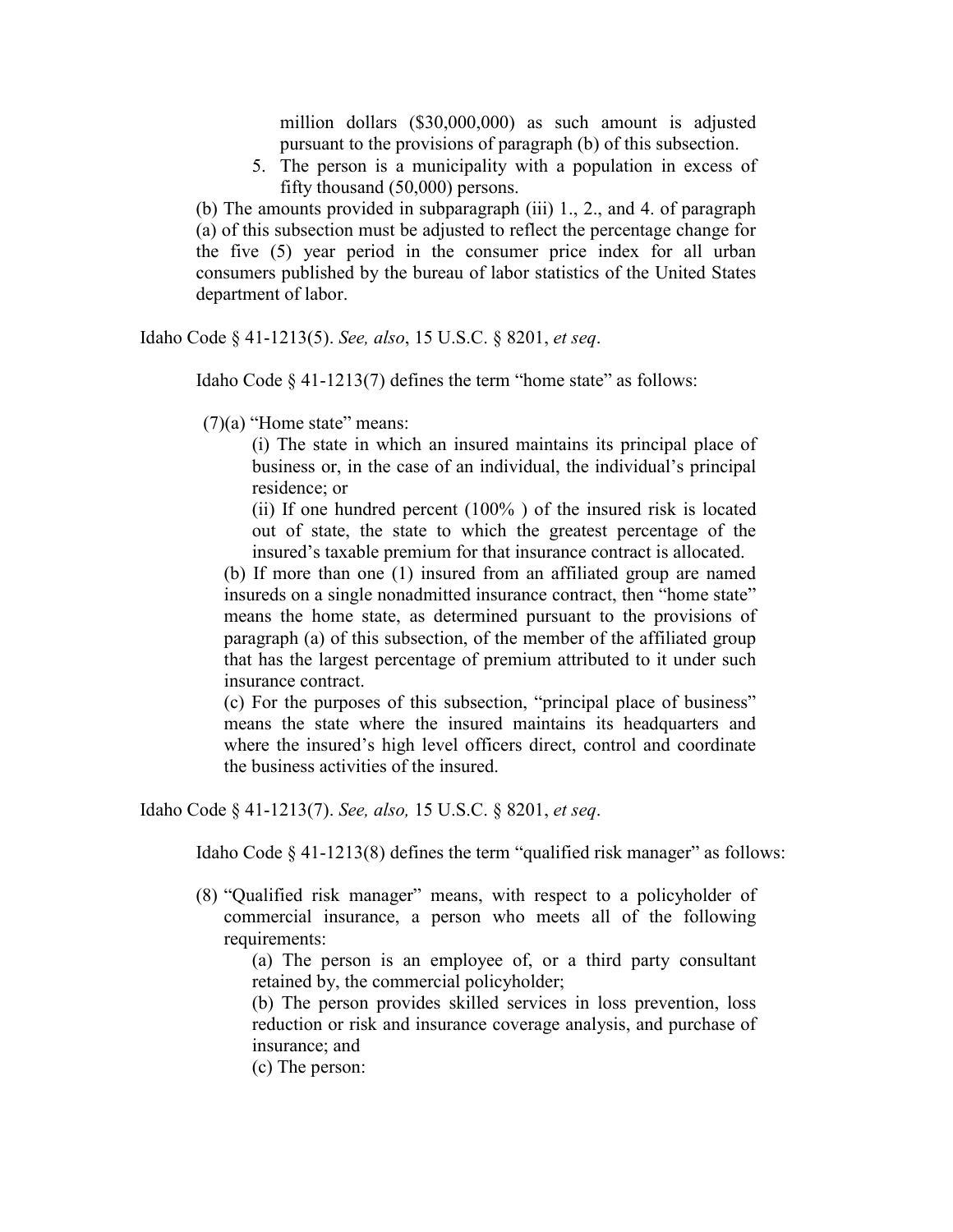million dollars ($30,000,000) as such amount is adjusted pursuant to the provisions of paragraph (b) of this subsection.

5. The person is a municipality with a population in excess of fifty thousand (50,000) persons.

(b) The amounts provided in subparagraph (iii) 1., 2., and 4. of paragraph (a) of this subsection must be adjusted to reflect the percentage change for the five (5) year period in the consumer price index for all urban consumers published by the bureau of labor statistics of the United States department of labor.

Idaho Code § 41-1213(5). *See, also*, 15 U.S.C. § 8201, *et seq*.

Idaho Code § 41-1213(7) defines the term "home state" as follows:

> (7)(a) "Home state" means:
>
> (i) The state in which an insured maintains its principal place of business or, in the case of an individual, the individual's principal residence; or
>
> (ii) If one hundred percent (100% ) of the insured risk is located out of state, the state to which the greatest percentage of the insured's taxable premium for that insurance contract is allocated.
>
> (b) If more than one (1) insured from an affiliated group are named insureds on a single nonadmitted insurance contract, then "home state" means the home state, as determined pursuant to the provisions of paragraph (a) of this subsection, of the member of the affiliated group that has the largest percentage of premium attributed to it under such insurance contract.
>
> (c) For the purposes of this subsection, "principal place of business" means the state where the insured maintains its headquarters and where the insured's high level officers direct, control and coordinate the business activities of the insured.

Idaho Code § 41-1213(7). *See, also,* 15 U.S.C. § 8201, *et seq*.

Idaho Code § 41-1213(8) defines the term "qualified risk manager" as follows:

> (8) "Qualified risk manager" means, with respect to a policyholder of commercial insurance, a person who meets all of the following requirements:
>
> (a) The person is an employee of, or a third party consultant retained by, the commercial policyholder;
>
> (b) The person provides skilled services in loss prevention, loss reduction or risk and insurance coverage analysis, and purchase of insurance; and
>
> (c) The person: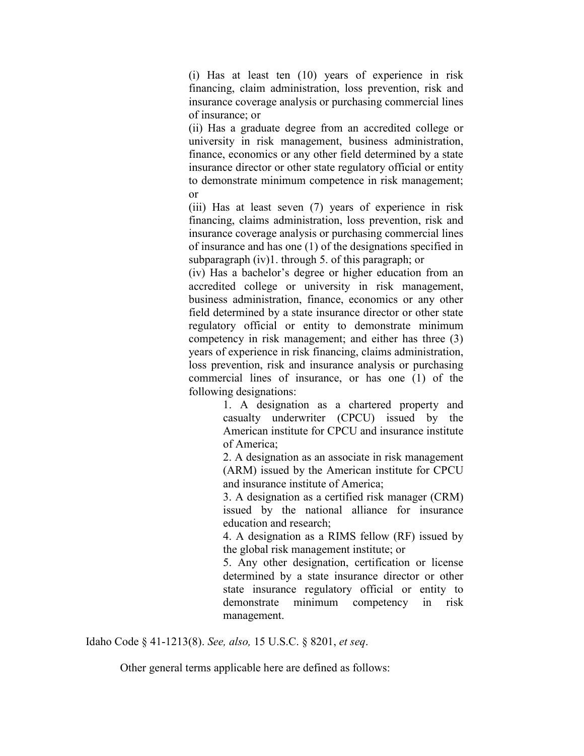> (i) Has at least ten (10) years of experience in risk financing, claim administration, loss prevention, risk and insurance coverage analysis or purchasing commercial lines of insurance; or
>
> (ii) Has a graduate degree from an accredited college or university in risk management, business administration, finance, economics or any other field determined by a state insurance director or other state regulatory official or entity to demonstrate minimum competence in risk management; or
>
> (iii) Has at least seven (7) years of experience in risk financing, claims administration, loss prevention, risk and insurance coverage analysis or purchasing commercial lines of insurance and has one (1) of the designations specified in subparagraph (iv)1. through 5. of this paragraph; or
>
> (iv) Has a bachelor's degree or higher education from an accredited college or university in risk management, business administration, finance, economics or any other field determined by a state insurance director or other state regulatory official or entity to demonstrate minimum competency in risk management; and either has three (3) years of experience in risk financing, claims administration, loss prevention, risk and insurance analysis or purchasing commercial lines of insurance, or has one (1) of the following designations:
>
> > 1. A designation as a chartered property and casualty underwriter (CPCU) issued by the American institute for CPCU and insurance institute of America;
> >
> > 2. A designation as an associate in risk management (ARM) issued by the American institute for CPCU and insurance institute of America;
> >
> > 3. A designation as a certified risk manager (CRM) issued by the national alliance for insurance education and research;
> >
> > 4. A designation as a RIMS fellow (RF) issued by the global risk management institute; or
> >
> > 5. Any other designation, certification or license determined by a state insurance director or other state insurance regulatory official or entity to demonstrate minimum competency in risk management.

Idaho Code § 41-1213(8). *See, also,* 15 U.S.C. § 8201, *et seq*.

Other general terms applicable here are defined as follows: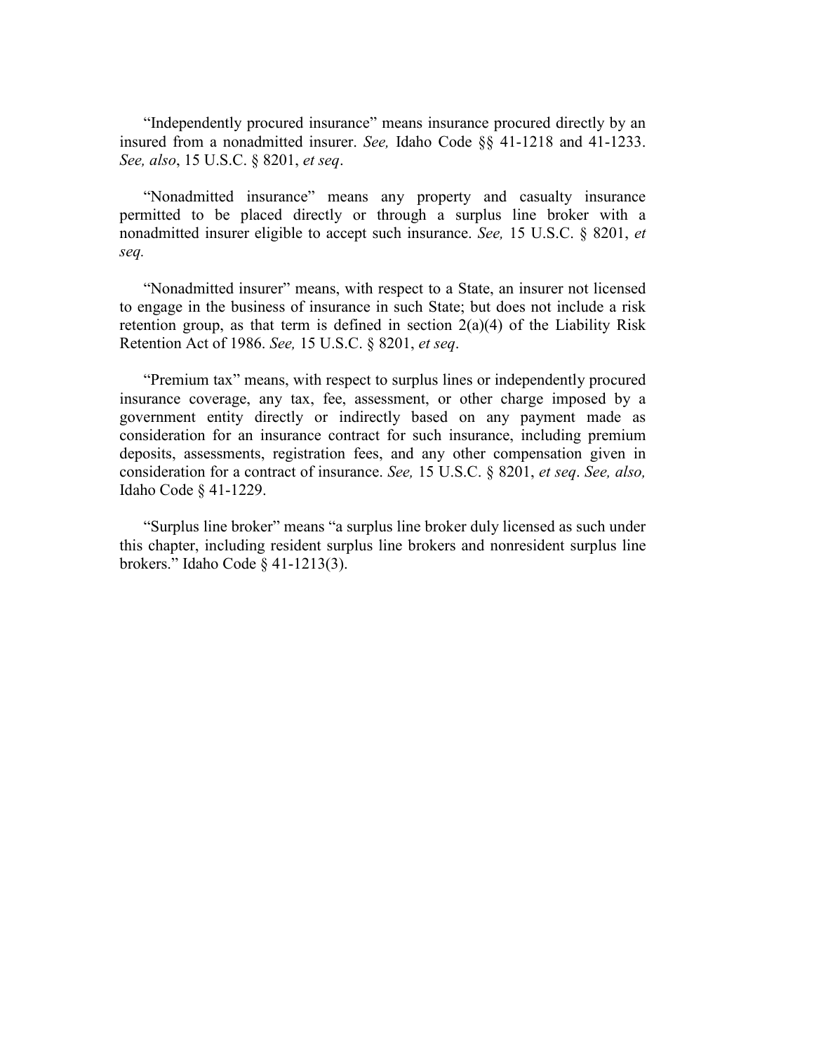"Independently procured insurance" means insurance procured directly by an insured from a nonadmitted insurer. *See,* Idaho Code §§ 41-1218 and 41-1233. *See, also*, 15 U.S.C. § 8201, *et seq*.

"Nonadmitted insurance" means any property and casualty insurance permitted to be placed directly or through a surplus line broker with a nonadmitted insurer eligible to accept such insurance. *See,* 15 U.S.C. § 8201, *et seq.*

"Nonadmitted insurer" means, with respect to a State, an insurer not licensed to engage in the business of insurance in such State; but does not include a risk retention group, as that term is defined in section 2(a)(4) of the Liability Risk Retention Act of 1986. *See,* 15 U.S.C. § 8201, *et seq*.

"Premium tax" means, with respect to surplus lines or independently procured insurance coverage, any tax, fee, assessment, or other charge imposed by a government entity directly or indirectly based on any payment made as consideration for an insurance contract for such insurance, including premium deposits, assessments, registration fees, and any other compensation given in consideration for a contract of insurance. *See,* 15 U.S.C. § 8201, *et seq*. *See, also,* Idaho Code § 41-1229.

"Surplus line broker" means "a surplus line broker duly licensed as such under this chapter, including resident surplus line brokers and nonresident surplus line brokers." Idaho Code § 41-1213(3).